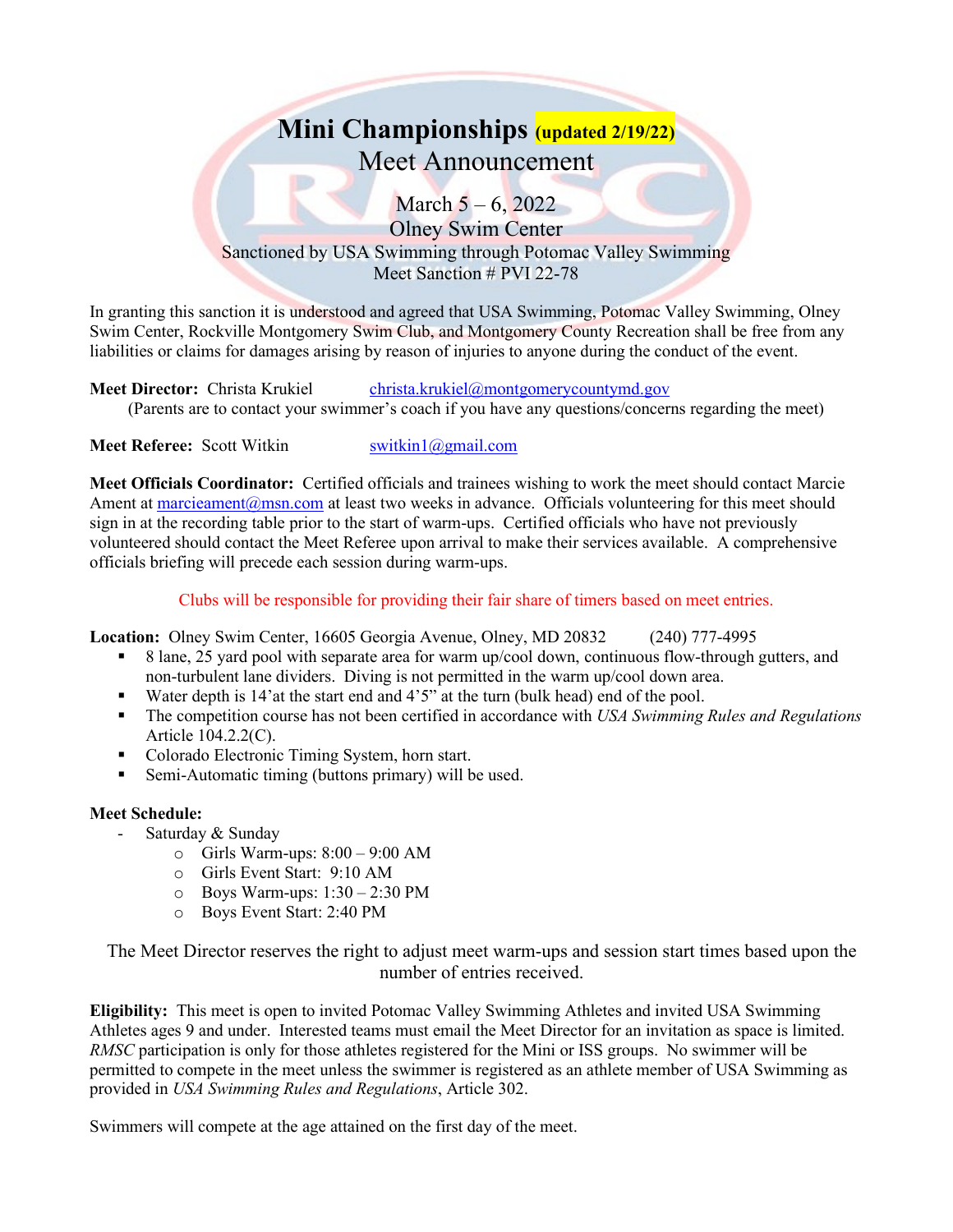# Mini Championships (updated 2/19/22)

## Meet Announcement

March 5 – 6, 2022
Olney Swim Center
Sanctioned by USA Swimming through Potomac Valley Swimming
Meet Sanction # PVI 22-78

In granting this sanction it is understood and agreed that USA Swimming, Potomac Valley Swimming, Olney Swim Center, Rockville Montgomery Swim Club, and Montgomery County Recreation shall be free from any liabilities or claims for damages arising by reason of injuries to anyone during the conduct of the event.

**Meet Director:** Christa Krukiel christa.krukiel@montgomerycountymd.gov
(Parents are to contact your swimmer's coach if you have any questions/concerns regarding the meet)

**Meet Referee:** Scott Witkin switkin1@gmail.com

**Meet Officials Coordinator:** Certified officials and trainees wishing to work the meet should contact Marcie Ament at marcieament@msn.com at least two weeks in advance. Officials volunteering for this meet should sign in at the recording table prior to the start of warm-ups. Certified officials who have not previously volunteered should contact the Meet Referee upon arrival to make their services available. A comprehensive officials briefing will precede each session during warm-ups.

Clubs will be responsible for providing their fair share of timers based on meet entries.

**Location:** Olney Swim Center, 16605 Georgia Avenue, Olney, MD 20832 (240) 777-4995

- 8 lane, 25 yard pool with separate area for warm up/cool down, continuous flow-through gutters, and non-turbulent lane dividers. Diving is not permitted in the warm up/cool down area.
- Water depth is 14'at the start end and 4'5" at the turn (bulk head) end of the pool.
- The competition course has not been certified in accordance with *USA Swimming Rules and Regulations* Article 104.2.2(C).
- Colorado Electronic Timing System, horn start.
- Semi-Automatic timing (buttons primary) will be used.

**Meet Schedule:**

- Saturday & Sunday
  - Girls Warm-ups: 8:00 – 9:00 AM
  - Girls Event Start: 9:10 AM
  - Boys Warm-ups: 1:30 – 2:30 PM
  - Boys Event Start: 2:40 PM

The Meet Director reserves the right to adjust meet warm-ups and session start times based upon the number of entries received.

**Eligibility:** This meet is open to invited Potomac Valley Swimming Athletes and invited USA Swimming Athletes ages 9 and under. Interested teams must email the Meet Director for an invitation as space is limited. *RMSC* participation is only for those athletes registered for the Mini or ISS groups. No swimmer will be permitted to compete in the meet unless the swimmer is registered as an athlete member of USA Swimming as provided in *USA Swimming Rules and Regulations*, Article 302.

Swimmers will compete at the age attained on the first day of the meet.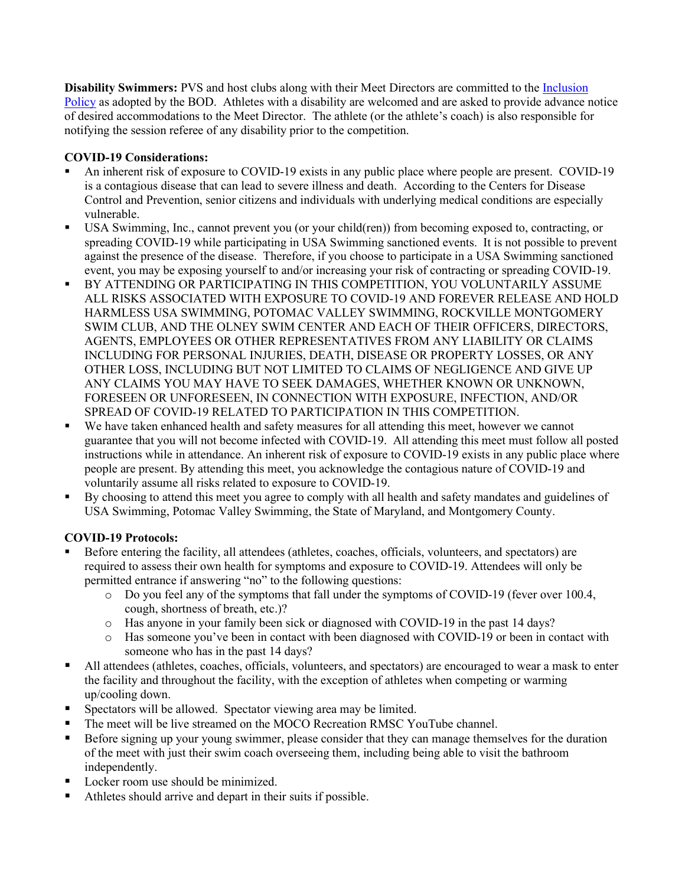**Disability Swimmers:** PVS and host clubs along with their Meet Directors are committed to the Inclusion Policy as adopted by the BOD. Athletes with a disability are welcomed and are asked to provide advance notice of desired accommodations to the Meet Director. The athlete (or the athlete's coach) is also responsible for notifying the session referee of any disability prior to the competition.

**COVID-19 Considerations:**

- An inherent risk of exposure to COVID-19 exists in any public place where people are present. COVID-19 is a contagious disease that can lead to severe illness and death. According to the Centers for Disease Control and Prevention, senior citizens and individuals with underlying medical conditions are especially vulnerable.
- USA Swimming, Inc., cannot prevent you (or your child(ren)) from becoming exposed to, contracting, or spreading COVID-19 while participating in USA Swimming sanctioned events. It is not possible to prevent against the presence of the disease. Therefore, if you choose to participate in a USA Swimming sanctioned event, you may be exposing yourself to and/or increasing your risk of contracting or spreading COVID-19.
- BY ATTENDING OR PARTICIPATING IN THIS COMPETITION, YOU VOLUNTARILY ASSUME ALL RISKS ASSOCIATED WITH EXPOSURE TO COVID-19 AND FOREVER RELEASE AND HOLD HARMLESS USA SWIMMING, POTOMAC VALLEY SWIMMING, ROCKVILLE MONTGOMERY SWIM CLUB, AND THE OLNEY SWIM CENTER AND EACH OF THEIR OFFICERS, DIRECTORS, AGENTS, EMPLOYEES OR OTHER REPRESENTATIVES FROM ANY LIABILITY OR CLAIMS INCLUDING FOR PERSONAL INJURIES, DEATH, DISEASE OR PROPERTY LOSSES, OR ANY OTHER LOSS, INCLUDING BUT NOT LIMITED TO CLAIMS OF NEGLIGENCE AND GIVE UP ANY CLAIMS YOU MAY HAVE TO SEEK DAMAGES, WHETHER KNOWN OR UNKNOWN, FORESEEN OR UNFORESEEN, IN CONNECTION WITH EXPOSURE, INFECTION, AND/OR SPREAD OF COVID-19 RELATED TO PARTICIPATION IN THIS COMPETITION.
- We have taken enhanced health and safety measures for all attending this meet, however we cannot guarantee that you will not become infected with COVID-19. All attending this meet must follow all posted instructions while in attendance. An inherent risk of exposure to COVID-19 exists in any public place where people are present. By attending this meet, you acknowledge the contagious nature of COVID-19 and voluntarily assume all risks related to exposure to COVID-19.
- By choosing to attend this meet you agree to comply with all health and safety mandates and guidelines of USA Swimming, Potomac Valley Swimming, the State of Maryland, and Montgomery County.

**COVID-19 Protocols:**

- Before entering the facility, all attendees (athletes, coaches, officials, volunteers, and spectators) are required to assess their own health for symptoms and exposure to COVID-19. Attendees will only be permitted entrance if answering "no" to the following questions:
  - Do you feel any of the symptoms that fall under the symptoms of COVID-19 (fever over 100.4, cough, shortness of breath, etc.)?
  - Has anyone in your family been sick or diagnosed with COVID-19 in the past 14 days?
  - Has someone you've been in contact with been diagnosed with COVID-19 or been in contact with someone who has in the past 14 days?
- All attendees (athletes, coaches, officials, volunteers, and spectators) are encouraged to wear a mask to enter the facility and throughout the facility, with the exception of athletes when competing or warming up/cooling down.
- Spectators will be allowed. Spectator viewing area may be limited.
- The meet will be live streamed on the MOCO Recreation RMSC YouTube channel.
- Before signing up your young swimmer, please consider that they can manage themselves for the duration of the meet with just their swim coach overseeing them, including being able to visit the bathroom independently.
- Locker room use should be minimized.
- Athletes should arrive and depart in their suits if possible.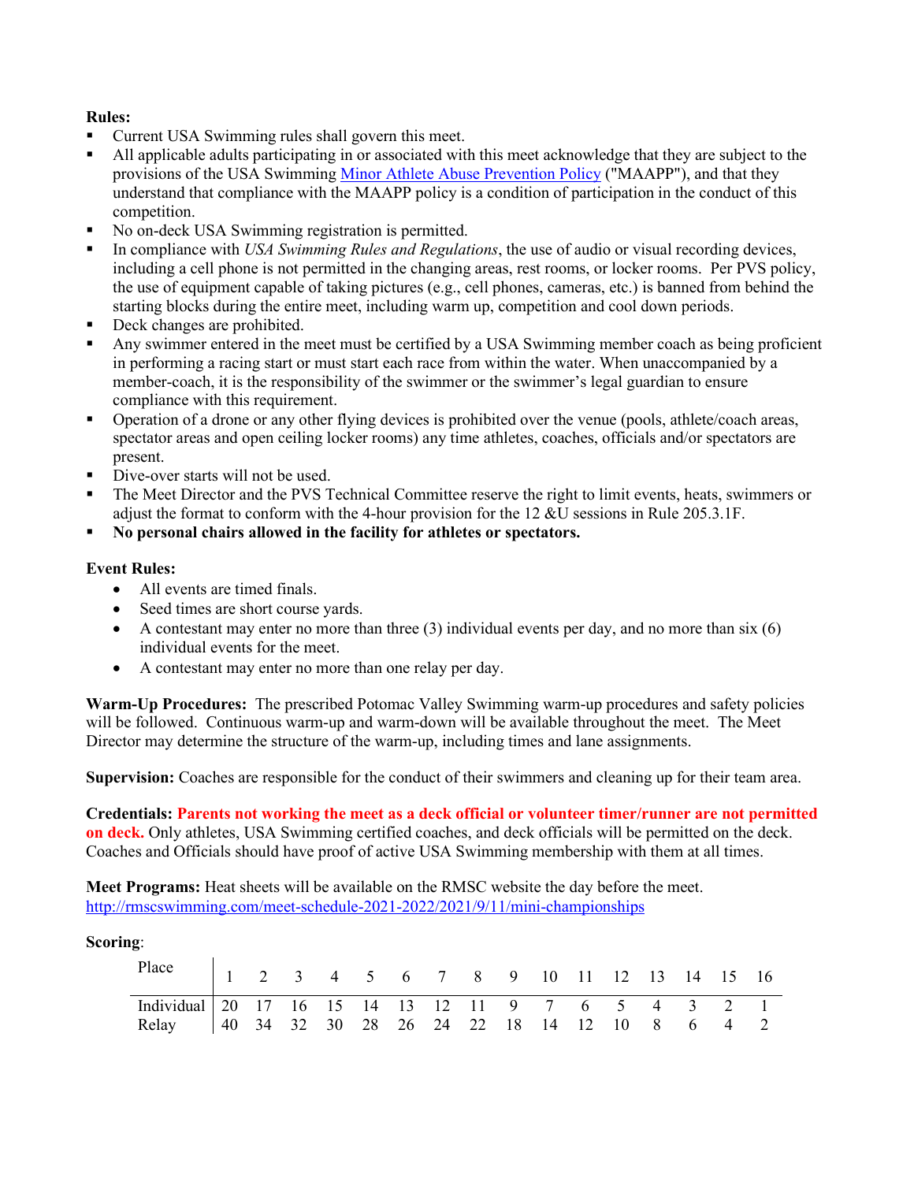**Rules:**

- Current USA Swimming rules shall govern this meet.
- All applicable adults participating in or associated with this meet acknowledge that they are subject to the provisions of the USA Swimming Minor Athlete Abuse Prevention Policy ("MAAPP"), and that they understand that compliance with the MAAPP policy is a condition of participation in the conduct of this competition.
- No on-deck USA Swimming registration is permitted.
- In compliance with *USA Swimming Rules and Regulations*, the use of audio or visual recording devices, including a cell phone is not permitted in the changing areas, rest rooms, or locker rooms. Per PVS policy, the use of equipment capable of taking pictures (e.g., cell phones, cameras, etc.) is banned from behind the starting blocks during the entire meet, including warm up, competition and cool down periods.
- Deck changes are prohibited.
- Any swimmer entered in the meet must be certified by a USA Swimming member coach as being proficient in performing a racing start or must start each race from within the water. When unaccompanied by a member-coach, it is the responsibility of the swimmer or the swimmer's legal guardian to ensure compliance with this requirement.
- Operation of a drone or any other flying devices is prohibited over the venue (pools, athlete/coach areas, spectator areas and open ceiling locker rooms) any time athletes, coaches, officials and/or spectators are present.
- Dive-over starts will not be used.
- The Meet Director and the PVS Technical Committee reserve the right to limit events, heats, swimmers or adjust the format to conform with the 4-hour provision for the 12 &U sessions in Rule 205.3.1F.
- **No personal chairs allowed in the facility for athletes or spectators.**

**Event Rules:**

- All events are timed finals.
- Seed times are short course yards.
- A contestant may enter no more than three (3) individual events per day, and no more than six (6) individual events for the meet.
- A contestant may enter no more than one relay per day.

**Warm-Up Procedures:** The prescribed Potomac Valley Swimming warm-up procedures and safety policies will be followed. Continuous warm-up and warm-down will be available throughout the meet. The Meet Director may determine the structure of the warm-up, including times and lane assignments.

**Supervision:** Coaches are responsible for the conduct of their swimmers and cleaning up for their team area.

**Credentials: Parents not working the meet as a deck official or volunteer timer/runner are not permitted on deck.** Only athletes, USA Swimming certified coaches, and deck officials will be permitted on the deck. Coaches and Officials should have proof of active USA Swimming membership with them at all times.

**Meet Programs:** Heat sheets will be available on the RMSC website the day before the meet.
http://rmscswimming.com/meet-schedule-2021-2022/2021/9/11/mini-championships

**Scoring**:

| Place | 1 | 2 | 3 | 4 | 5 | 6 | 7 | 8 | 9 | 10 | 11 | 12 | 13 | 14 | 15 | 16 |
|---|---|---|---|---|---|---|---|---|---|---|---|---|---|---|---|---|
| Individual | 20 | 17 | 16 | 15 | 14 | 13 | 12 | 11 | 9 | 7 | 6 | 5 | 4 | 3 | 2 | 1 |
| Relay | 40 | 34 | 32 | 30 | 28 | 26 | 24 | 22 | 18 | 14 | 12 | 10 | 8 | 6 | 4 | 2 |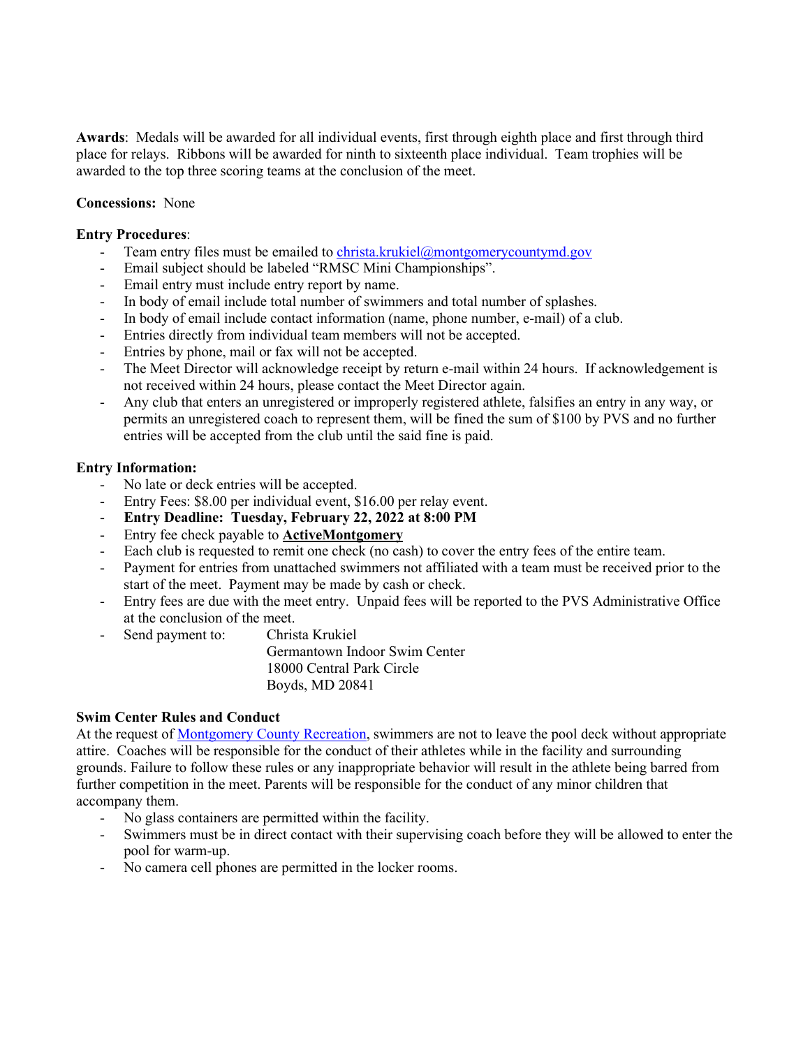**Awards**: Medals will be awarded for all individual events, first through eighth place and first through third place for relays. Ribbons will be awarded for ninth to sixteenth place individual. Team trophies will be awarded to the top three scoring teams at the conclusion of the meet.

**Concessions:** None

**Entry Procedures**:

- Team entry files must be emailed to [christa.krukiel@montgomerycountymd.gov](mailto:christa.krukiel@montgomerycountymd.gov)
- Email subject should be labeled "RMSC Mini Championships".
- Email entry must include entry report by name.
- In body of email include total number of swimmers and total number of splashes.
- In body of email include contact information (name, phone number, e-mail) of a club.
- Entries directly from individual team members will not be accepted.
- Entries by phone, mail or fax will not be accepted.
- The Meet Director will acknowledge receipt by return e-mail within 24 hours. If acknowledgement is not received within 24 hours, please contact the Meet Director again.
- Any club that enters an unregistered or improperly registered athlete, falsifies an entry in any way, or permits an unregistered coach to represent them, will be fined the sum of $100 by PVS and no further entries will be accepted from the club until the said fine is paid.

**Entry Information:**

- No late or deck entries will be accepted.
- Entry Fees: $8.00 per individual event, $16.00 per relay event.
- **Entry Deadline: Tuesday, February 22, 2022 at 8:00 PM**
- Entry fee check payable to **ActiveMontgomery**
- Each club is requested to remit one check (no cash) to cover the entry fees of the entire team.
- Payment for entries from unattached swimmers not affiliated with a team must be received prior to the start of the meet. Payment may be made by cash or check.
- Entry fees are due with the meet entry. Unpaid fees will be reported to the PVS Administrative Office at the conclusion of the meet.
- Send payment to: Christa Krukiel
  Germantown Indoor Swim Center
  18000 Central Park Circle
  Boyds, MD 20841

**Swim Center Rules and Conduct**

At the request of Montgomery County Recreation, swimmers are not to leave the pool deck without appropriate attire. Coaches will be responsible for the conduct of their athletes while in the facility and surrounding grounds. Failure to follow these rules or any inappropriate behavior will result in the athlete being barred from further competition in the meet. Parents will be responsible for the conduct of any minor children that accompany them.

- No glass containers are permitted within the facility.
- Swimmers must be in direct contact with their supervising coach before they will be allowed to enter the pool for warm-up.
- No camera cell phones are permitted in the locker rooms.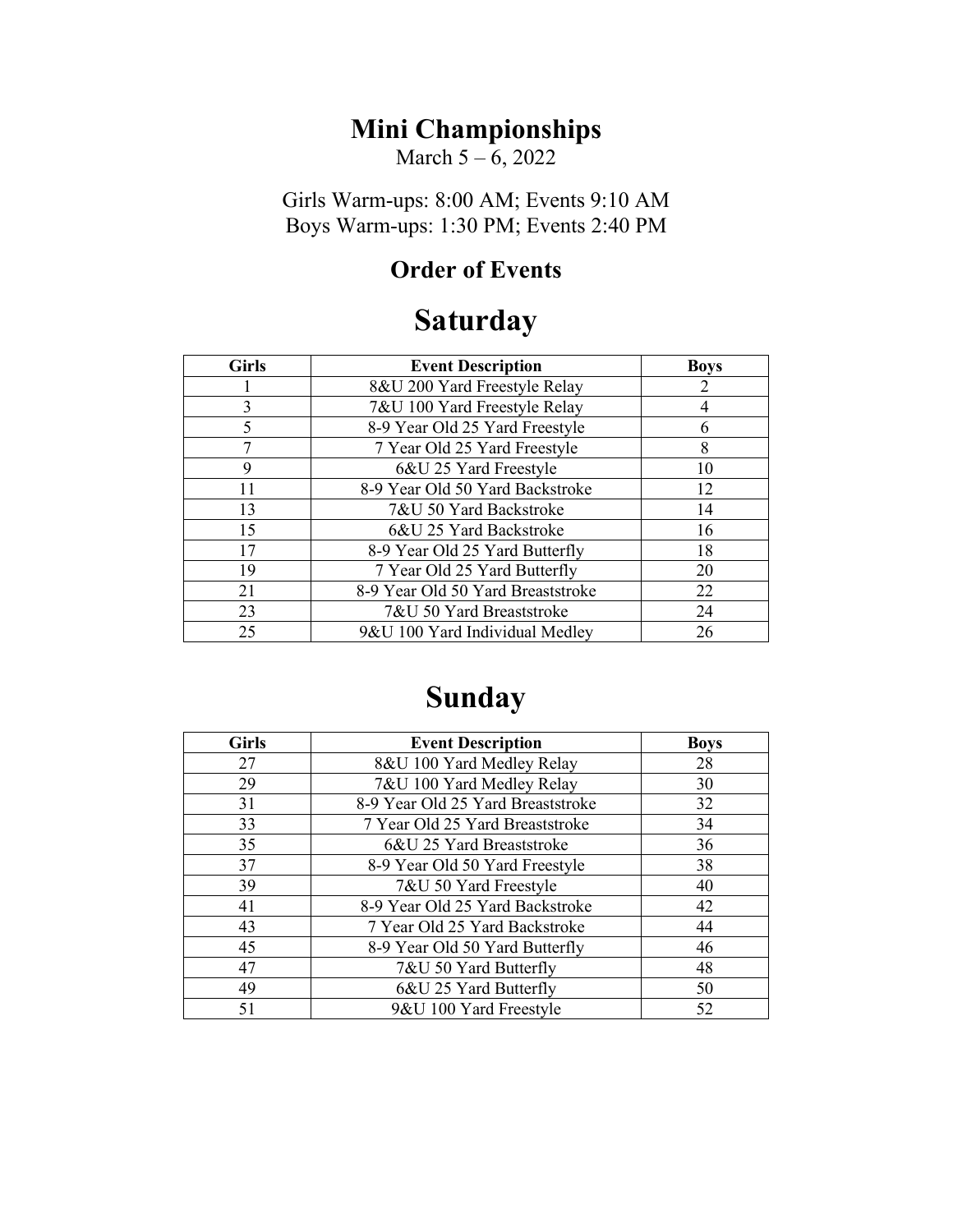# Mini Championships

March 5 – 6, 2022

Girls Warm-ups: 8:00 AM; Events 9:10 AM
Boys Warm-ups: 1:30 PM; Events 2:40 PM

## Order of Events

# Saturday

| Girls | Event Description | Boys |
|---|---|---|
| 1 | 8&U 200 Yard Freestyle Relay | 2 |
| 3 | 7&U 100 Yard Freestyle Relay | 4 |
| 5 | 8-9 Year Old 25 Yard Freestyle | 6 |
| 7 | 7 Year Old 25 Yard Freestyle | 8 |
| 9 | 6&U 25 Yard Freestyle | 10 |
| 11 | 8-9 Year Old 50 Yard Backstroke | 12 |
| 13 | 7&U 50 Yard Backstroke | 14 |
| 15 | 6&U 25 Yard Backstroke | 16 |
| 17 | 8-9 Year Old 25 Yard Butterfly | 18 |
| 19 | 7 Year Old 25 Yard Butterfly | 20 |
| 21 | 8-9 Year Old 50 Yard Breaststroke | 22 |
| 23 | 7&U 50 Yard Breaststroke | 24 |
| 25 | 9&U 100 Yard Individual Medley | 26 |

# Sunday

| Girls | Event Description | Boys |
|---|---|---|
| 27 | 8&U 100 Yard Medley Relay | 28 |
| 29 | 7&U 100 Yard Medley Relay | 30 |
| 31 | 8-9 Year Old 25 Yard Breaststroke | 32 |
| 33 | 7 Year Old 25 Yard Breaststroke | 34 |
| 35 | 6&U 25 Yard Breaststroke | 36 |
| 37 | 8-9 Year Old 50 Yard Freestyle | 38 |
| 39 | 7&U 50 Yard Freestyle | 40 |
| 41 | 8-9 Year Old 25 Yard Backstroke | 42 |
| 43 | 7 Year Old 25 Yard Backstroke | 44 |
| 45 | 8-9 Year Old 50 Yard Butterfly | 46 |
| 47 | 7&U 50 Yard Butterfly | 48 |
| 49 | 6&U 25 Yard Butterfly | 50 |
| 51 | 9&U 100 Yard Freestyle | 52 |